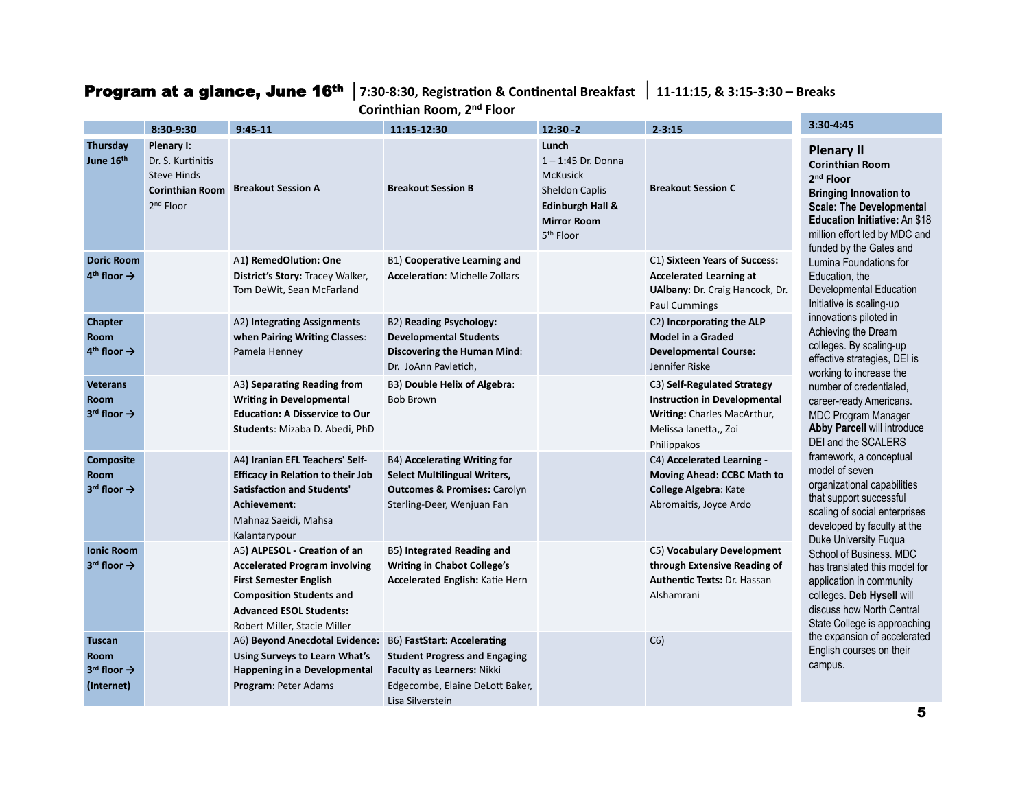# Program at a glance, June 16th | 7:30-8:30, Registration & Continental Breakfast Corinthian Room, 2nd Floor | 11-11:15, & 3:15-3:30 – Breaks

| | 8:30-9:30 | 9:45-11 | 11:15-12:30 | 12:30 -2 | 2-3:15 |
|---|---|---|---|---|---|
| **Thursday June 16th** | **Plenary I:** Dr. S. Kurtinitis Steve Hinds **Corinthian Room** 2nd Floor | **Breakout Session A** | **Breakout Session B** | **Lunch** 1 – 1:45 Dr. Donna McKusick Sheldon Caplis **Edinburgh Hall & Mirror Room** 5th Floor | **Breakout Session C** |
| **Doric Room 4th floor →** | | A1) **RemedOlution: One District's Story:** Tracey Walker, Tom DeWit, Sean McFarland | B1) **Cooperative Learning and Acceleration**: Michelle Zollars | | C1) **Sixteen Years of Success: Accelerated Learning at UAlbany**: Dr. Craig Hancock, Dr. Paul Cummings |
| **Chapter Room 4th floor →** | | A2) **Integrating Assignments when Pairing Writing Classes**: Pamela Henney | B2) **Reading Psychology: Developmental Students Discovering the Human Mind**: Dr. JoAnn Pavletich, | | C2) **Incorporating the ALP Model in a Graded Developmental Course:** Jennifer Riske |
| **Veterans Room 3rd floor →** | | A3) **Separating Reading from Writing in Developmental Education: A Disservice to Our Students**: Mizaba D. Abedi, PhD | B3) **Double Helix of Algebra**: Bob Brown | | C3) **Self-Regulated Strategy Instruction in Developmental Writing:** Charles MacArthur, Melissa Ianetta,, Zoi Philippakos |
| **Composite Room 3rd floor →** | | A4) **Iranian EFL Teachers' Self-Efficacy in Relation to their Job Satisfaction and Students' Achievement**: Mahnaz Saeidi, Mahsa Kalantarypour | B4) **Accelerating Writing for Select Multilingual Writers, Outcomes & Promises:** Carolyn Sterling-Deer, Wenjuan Fan | | C4) **Accelerated Learning - Moving Ahead: CCBC Math to College Algebra**: Kate Abromaitis, Joyce Ardo |
| **Ionic Room 3rd floor →** | | A5) **ALPESOL - Creation of an Accelerated Program involving First Semester English Composition Students and Advanced ESOL Students:** Robert Miller, Stacie Miller | B5) **Integrated Reading and Writing in Chabot College's Accelerated English:** Katie Hern | | C5) **Vocabulary Development through Extensive Reading of Authentic Texts:** Dr. Hassan Alshamrani |
| **Tuscan Room 3rd floor → (Internet)** | | A6) **Beyond Anecdotal Evidence: Using Surveys to Learn What's Happening in a Developmental Program**: Peter Adams | B6) **FastStart: Accelerating Student Progress and Engaging Faculty as Learners:** Nikki Edgecombe, Elaine DeLott Baker, Lisa Silverstein | | C6) |

**3:30-4:45**

## Plenary II

**Corinthian Room 2nd Floor**

**Bringing Innovation to Scale: The Developmental Education Initiative:** An $18 million effort led by MDC and funded by the Gates and Lumina Foundations for Education, the Developmental Education Initiative is scaling-up innovations piloted in Achieving the Dream colleges. By scaling-up effective strategies, DEI is working to increase the number of credentialed, career-ready Americans. MDC Program Manager **Abby Parcell** will introduce DEI and the SCALERS framework, a conceptual model of seven organizational capabilities that support successful scaling of social enterprises developed by faculty at the Duke University Fuqua School of Business. MDC has translated this model for application in community colleges. **Deb Hysell** will discuss how North Central State College is approaching the expansion of accelerated English courses on their campus.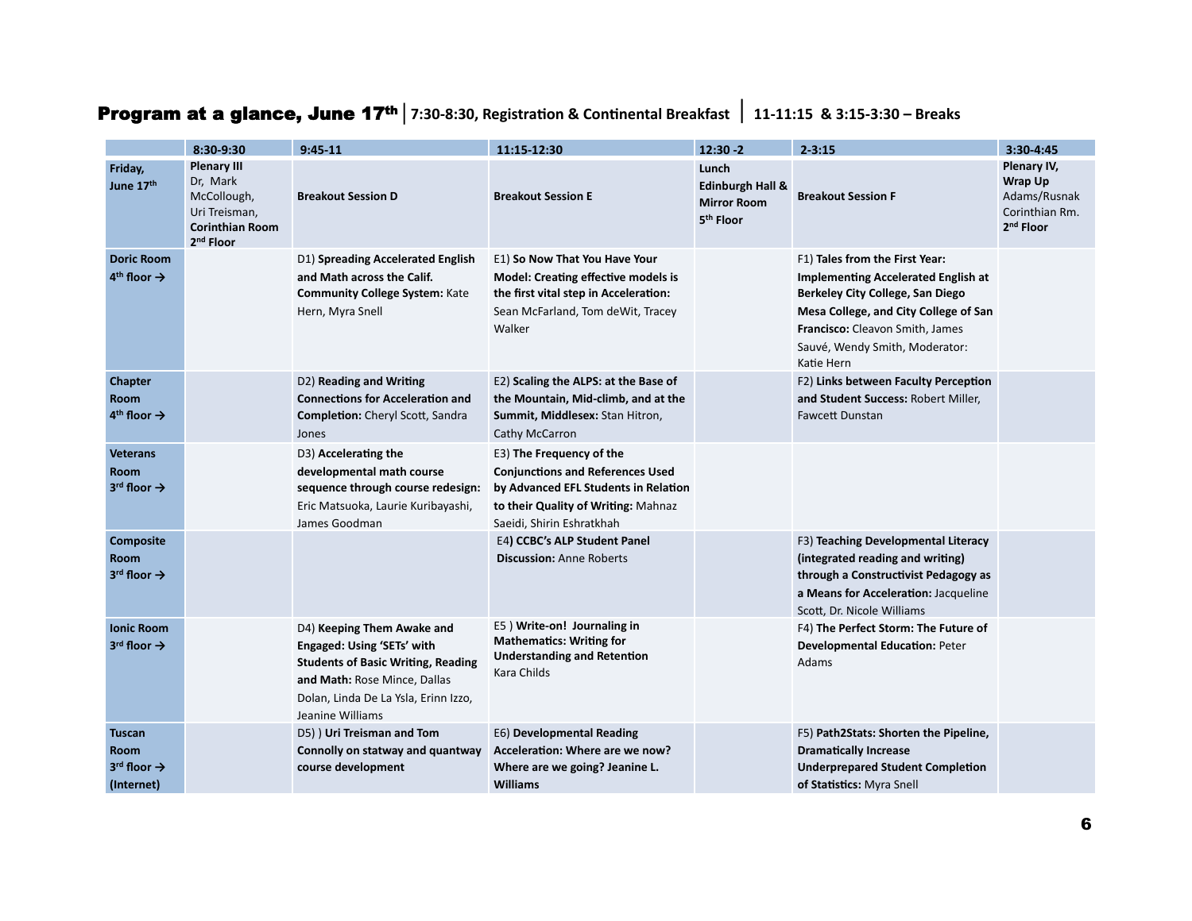## Program at a glance, June 17th | 7:30-8:30, Registration & Continental Breakfast | 11-11:15 & 3:15-3:30 – Breaks

| | 8:30-9:30 | 9:45-11 | 11:15-12:30 | 12:30 -2 | 2-3:15 | 3:30-4:45 |
|---|---|---|---|---|---|---|
| **Friday, June 17th** | **Plenary III** Dr, Mark McCollough, Uri Treisman, **Corinthian Room 2nd Floor** | **Breakout Session D** | **Breakout Session E** | **Lunch Edinburgh Hall & Mirror Room 5th Floor** | **Breakout Session F** | **Plenary IV, Wrap Up** Adams/Rusnak Corinthian Rm. **2nd Floor** |
| **Doric Room 4th floor →** | | D1) **Spreading Accelerated English and Math across the Calif. Community College System:** Kate Hern, Myra Snell | E1) **So Now That You Have Your Model: Creating effective models is the first vital step in Acceleration:** Sean McFarland, Tom deWit, Tracey Walker | | F1) **Tales from the First Year: Implementing Accelerated English at Berkeley City College, San Diego Mesa College, and City College of San Francisco:** Cleavon Smith, James Sauvé, Wendy Smith, Moderator: Katie Hern | |
| **Chapter Room 4th floor →** | | D2) **Reading and Writing Connections for Acceleration and Completion:** Cheryl Scott, Sandra Jones | E2) **Scaling the ALPS: at the Base of the Mountain, Mid-climb, and at the Summit, Middlesex:** Stan Hitron, Cathy McCarron | | F2) **Links between Faculty Perception and Student Success:** Robert Miller, Fawcett Dunstan | |
| **Veterans Room 3rd floor →** | | D3) **Accelerating the developmental math course sequence through course redesign:** Eric Matsuoka, Laurie Kuribayashi, James Goodman | E3) **The Frequency of the Conjunctions and References Used by Advanced EFL Students in Relation to their Quality of Writing:** Mahnaz Saeidi, Shirin Eshratkhah | | | |
| **Composite Room 3rd floor →** | | | E4) **CCBC's ALP Student Panel Discussion:** Anne Roberts | | F3) **Teaching Developmental Literacy (integrated reading and writing) through a Constructivist Pedagogy as a Means for Acceleration:** Jacqueline Scott, Dr. Nicole Williams | |
| **Ionic Room 3rd floor →** | | D4) **Keeping Them Awake and Engaged: Using 'SETs' with Students of Basic Writing, Reading and Math:** Rose Mince, Dallas Dolan, Linda De La Ysla, Erinn Izzo, Jeanine Williams | E5 ) **Write-on! Journaling in Mathematics: Writing for Understanding and Retention** Kara Childs | | F4) **The Perfect Storm: The Future of Developmental Education:** Peter Adams | |
| **Tuscan Room 3rd floor → (Internet)** | | D5) ) **Uri Treisman and Tom Connolly on statway and quantway course development** | E6) **Developmental Reading Acceleration: Where are we now? Where are we going? Jeanine L. Williams** | | F5) **Path2Stats: Shorten the Pipeline, Dramatically Increase Underprepared Student Completion of Statistics:** Myra Snell | |